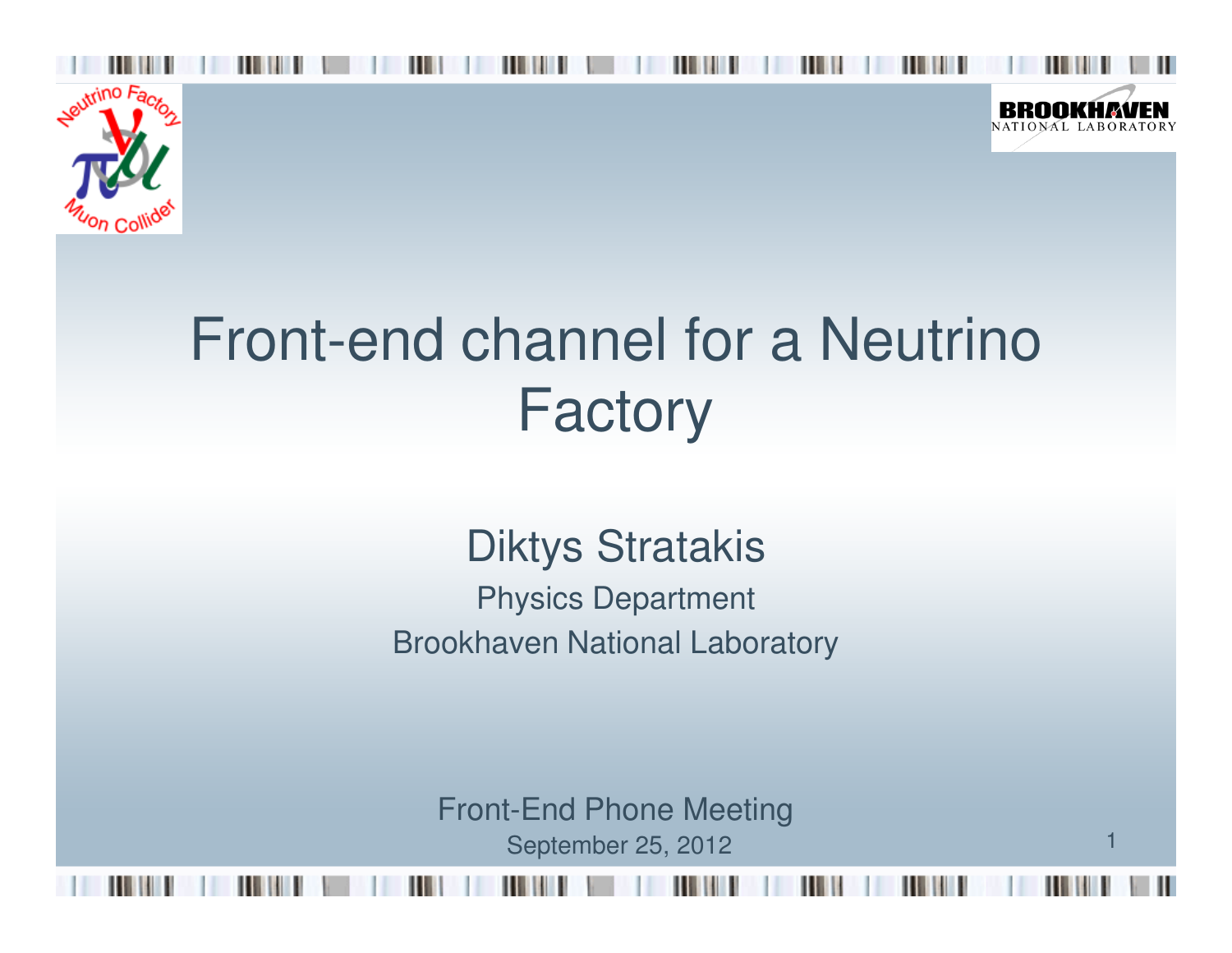# Front-end channel for a Neutrino Factory

Diktys Stratakis

Physics Department

Brookhaven National Laboratory

Front-End Phone Meeting

September 25, 2012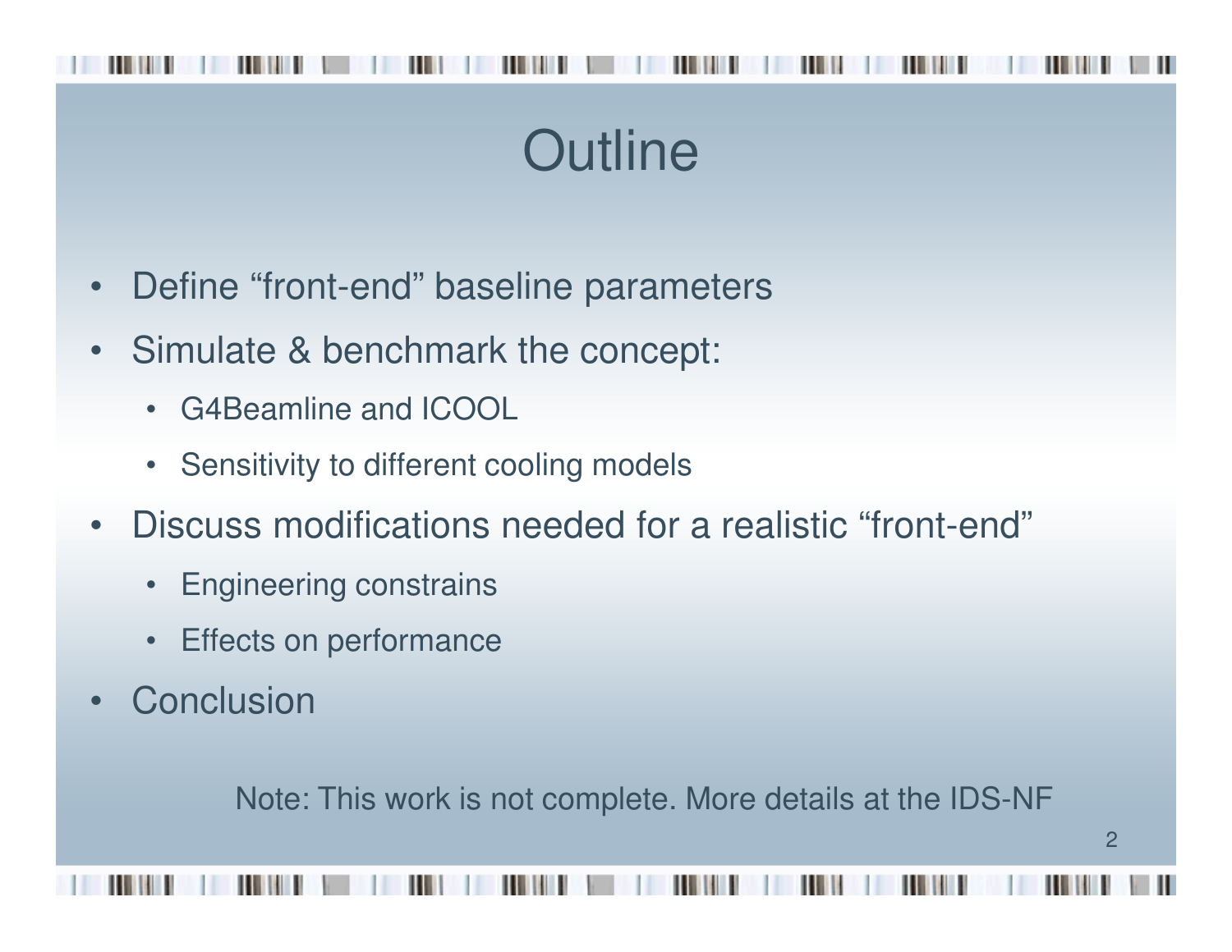# Outline

- Define “front-end” baseline parameters
- Simulate & benchmark the concept:
  - G4Beamline and ICOOL
  - Sensitivity to different cooling models
- Discuss modifications needed for a realistic “front-end”
  - Engineering constrains
  - Effects on performance
- Conclusion

Note: This work is not complete. More details at the IDS-NF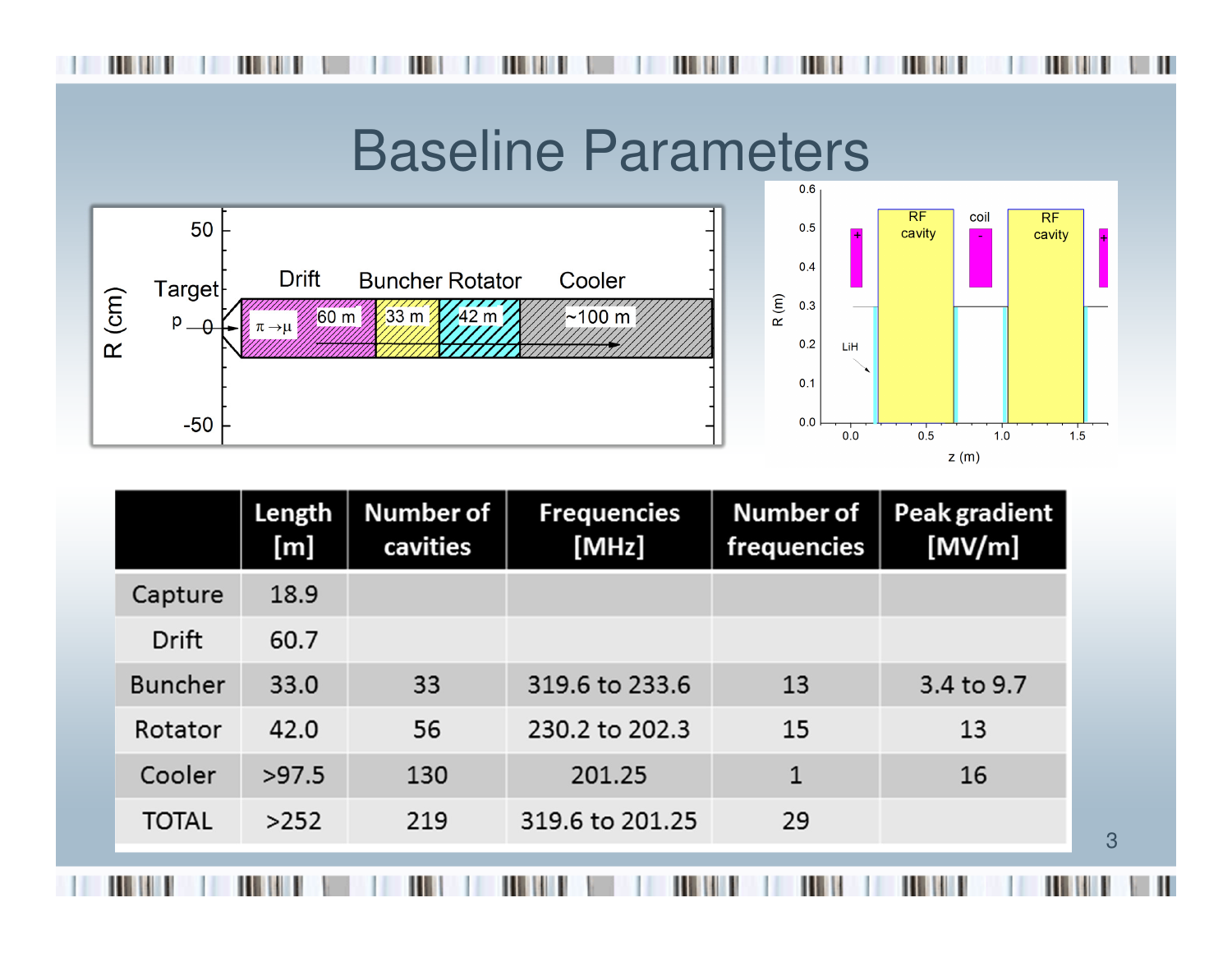# Baseline Parameters

| | Length [m] | Number of cavities | Frequencies [MHz] | Number of frequencies | Peak gradient [MV/m] |
|---|---|---|---|---|---|
| Capture | 18.9 | | | | |
| Drift | 60.7 | | | | |
| Buncher | 33.0 | 33 | 319.6 to 233.6 | 13 | 3.4 to 9.7 |
| Rotator | 42.0 | 56 | 230.2 to 202.3 | 15 | 13 |
| Cooler | >97.5 | 130 | 201.25 | 1 | 16 |
| TOTAL | >252 | 219 | 319.6 to 201.25 | 29 | |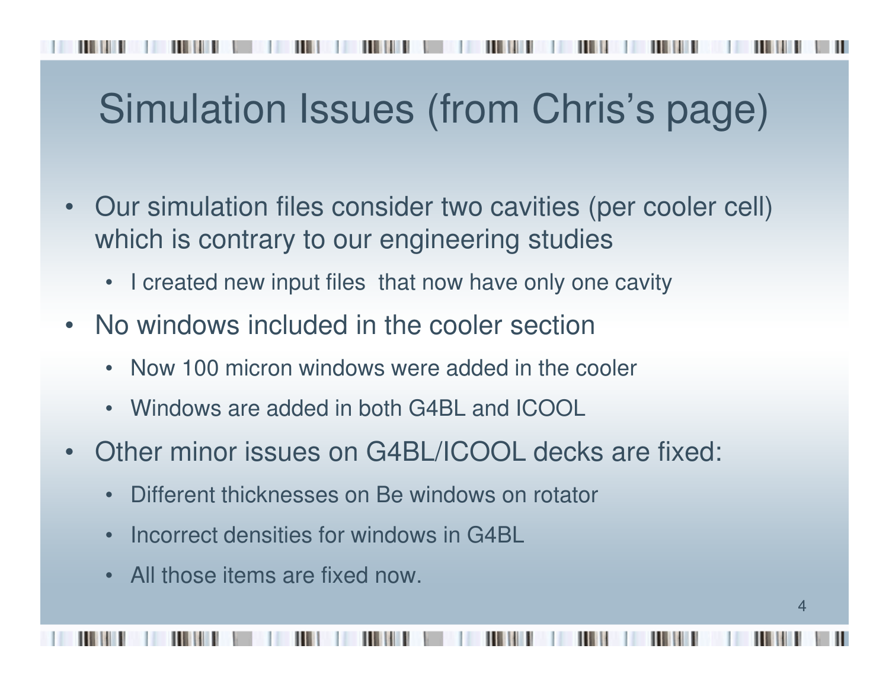# Simulation Issues (from Chris's page)

- Our simulation files consider two cavities (per cooler cell) which is contrary to our engineering studies
  - I created new input files that now have only one cavity
- No windows included in the cooler section
  - Now 100 micron windows were added in the cooler
  - Windows are added in both G4BL and ICOOL
- Other minor issues on G4BL/ICOOL decks are fixed:
  - Different thicknesses on Be windows on rotator
  - Incorrect densities for windows in G4BL
  - All those items are fixed now.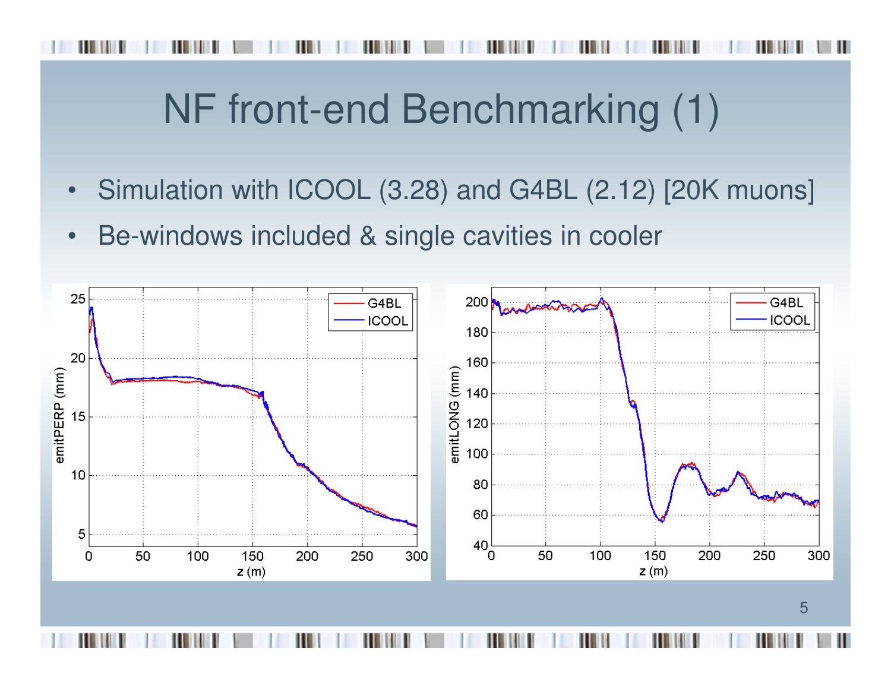# NF front-end Benchmarking (1)

- Simulation with ICOOL (3.28) and G4BL (2.12) [20K muons]
- Be-windows included & single cavities in cooler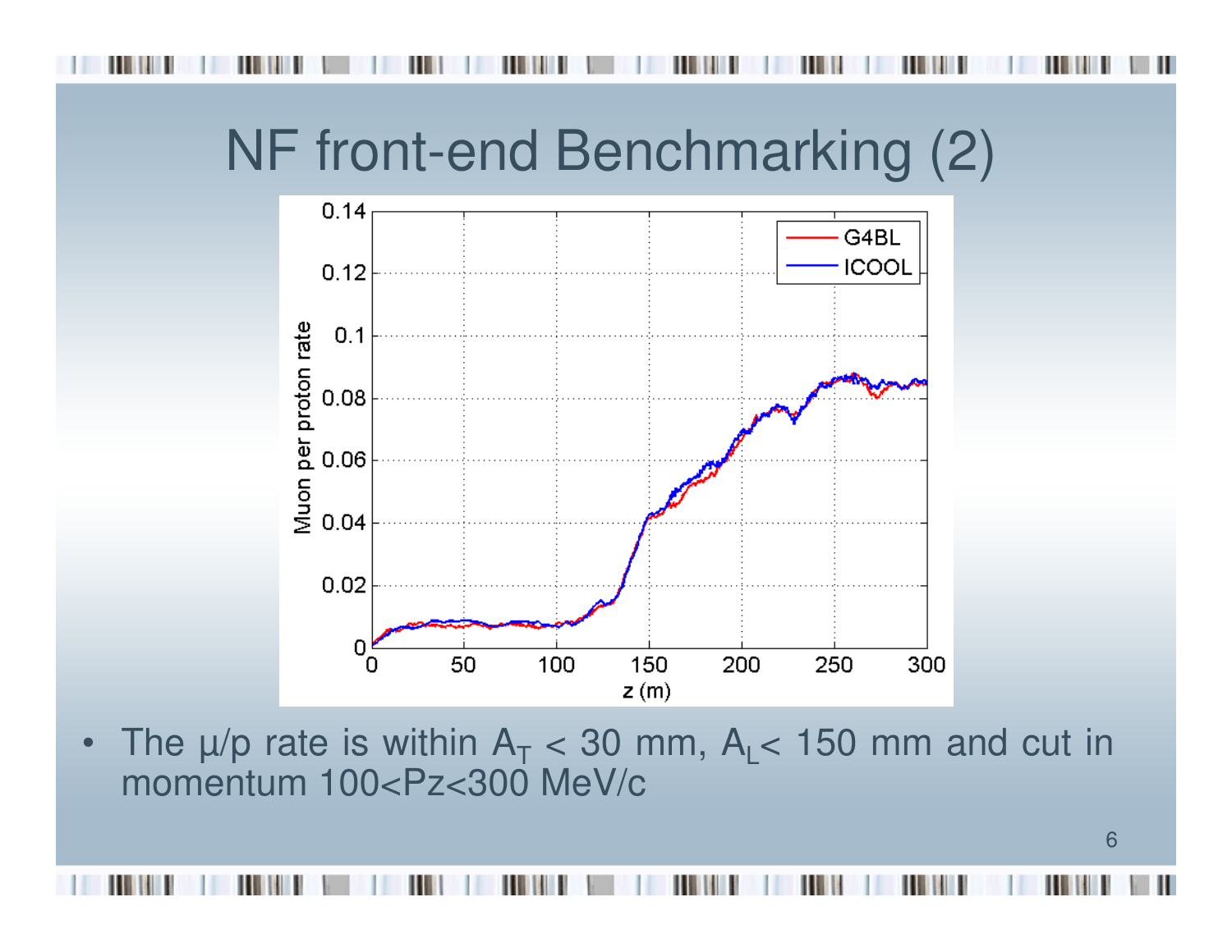# NF front-end Benchmarking (2)

- The μ/p rate is within $A_T$ < 30 mm, $A_L$< 150 mm and cut in momentum 100<Pz<300 MeV/c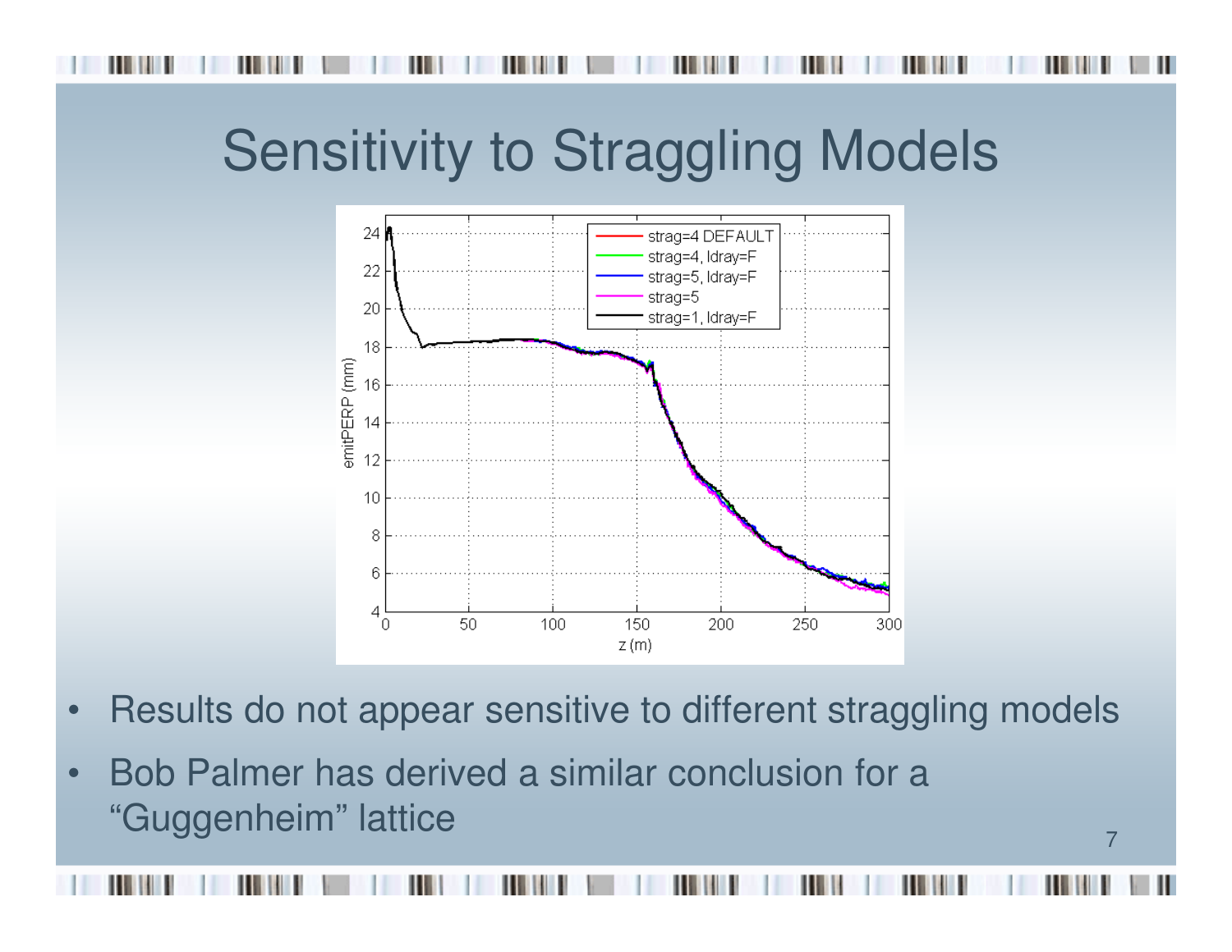# Sensitivity to Straggling Models

- Results do not appear sensitive to different straggling models
- Bob Palmer has derived a similar conclusion for a "Guggenheim" lattice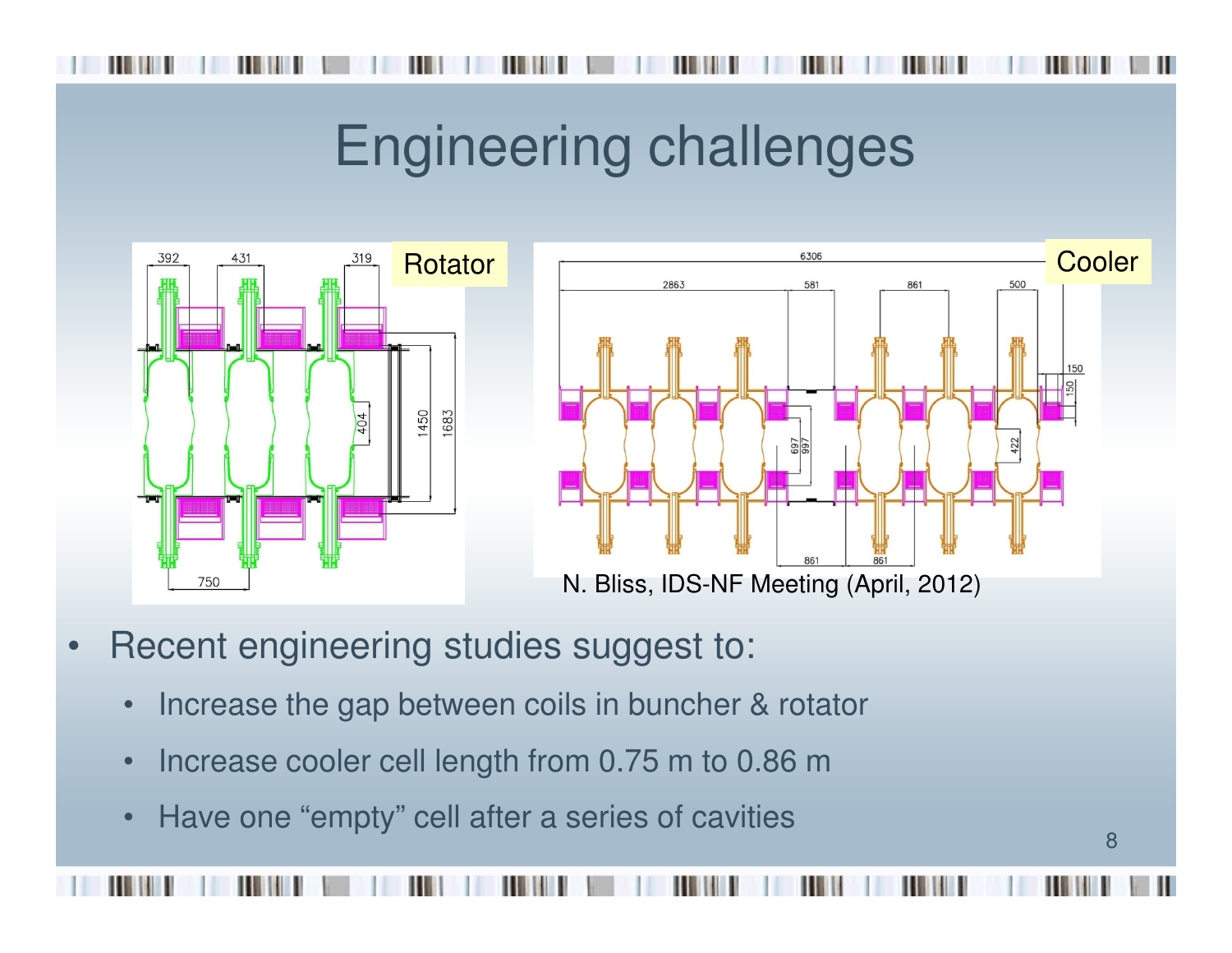# Engineering challenges

Rotator

Cooler

N. Bliss, IDS-NF Meeting (April, 2012)

- Recent engineering studies suggest to:
  - Increase the gap between coils in buncher & rotator
  - Increase cooler cell length from 0.75 m to 0.86 m
  - Have one “empty” cell after a series of cavities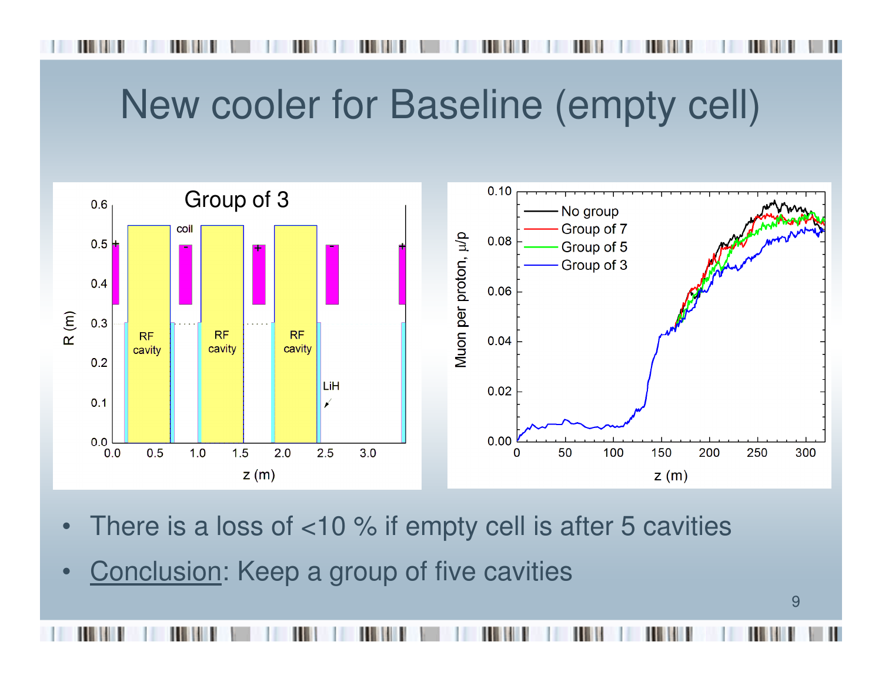# New cooler for Baseline (empty cell)

- There is a loss of <10 % if empty cell is after 5 cavities
- Conclusion: Keep a group of five cavities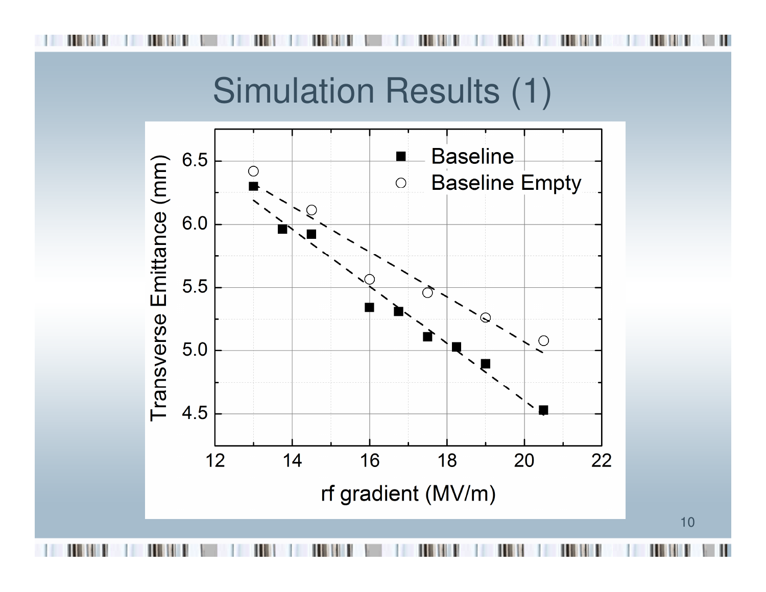# Simulation Results (1)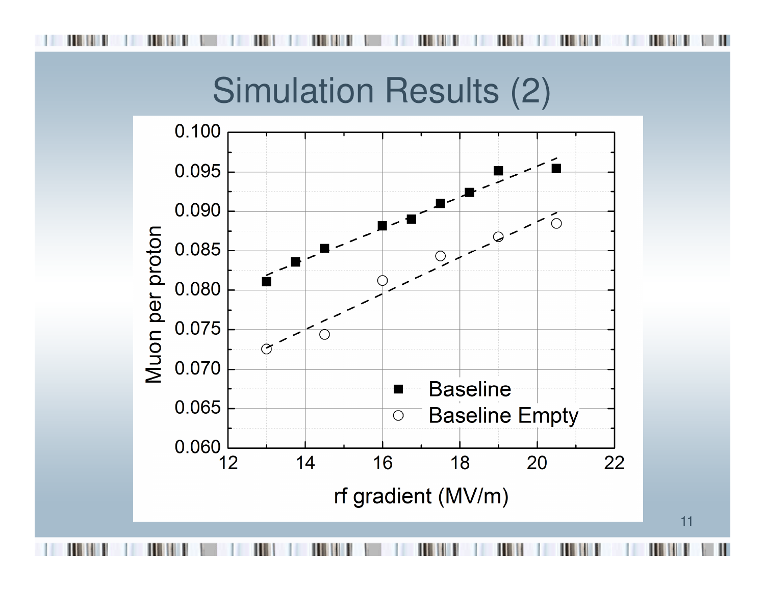# Simulation Results (2)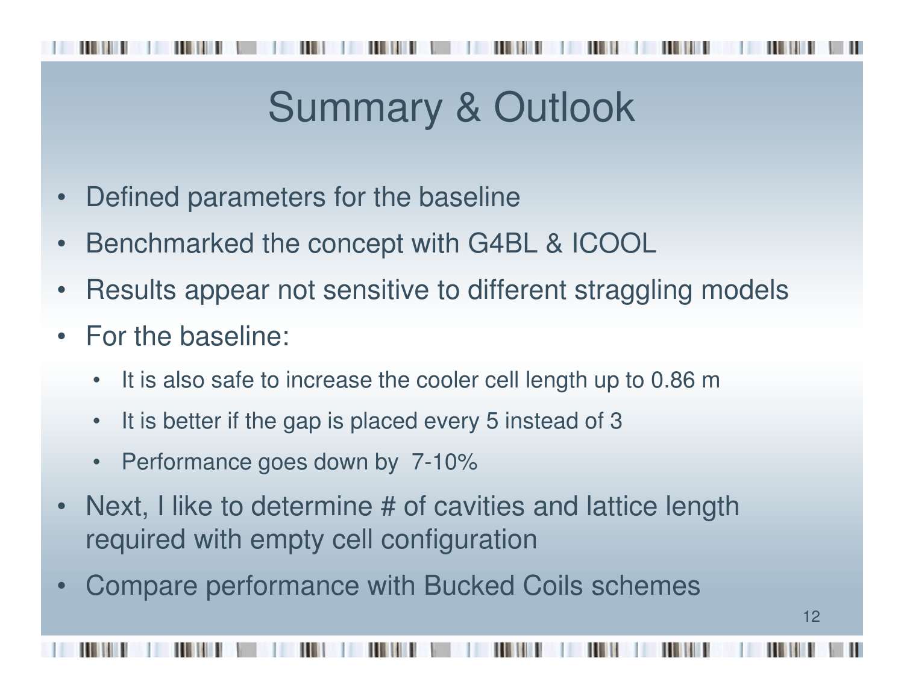# Summary & Outlook

- Defined parameters for the baseline
- Benchmarked the concept with G4BL & ICOOL
- Results appear not sensitive to different straggling models
- For the baseline:
  - It is also safe to increase the cooler cell length up to 0.86 m
  - It is better if the gap is placed every 5 instead of 3
  - Performance goes down by 7-10%
- Next, I like to determine # of cavities and lattice length required with empty cell configuration
- Compare performance with Bucked Coils schemes